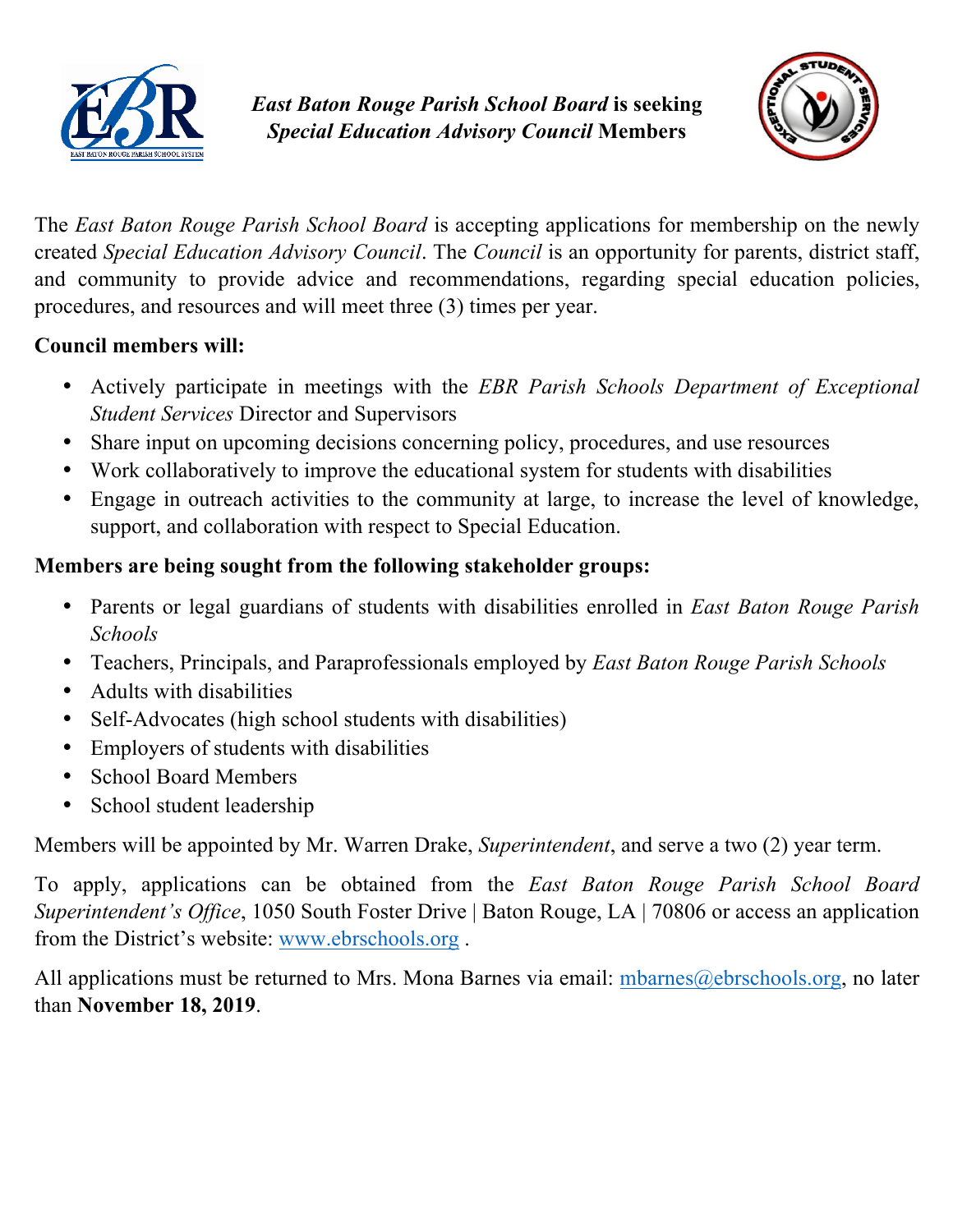# ***East Baton Rouge Parish School Board*** **is seeking** ***Special Education Advisory Council*** **Members**

The *East Baton Rouge Parish School Board* is accepting applications for membership on the newly created *Special Education Advisory Council*. The *Council* is an opportunity for parents, district staff, and community to provide advice and recommendations, regarding special education policies, procedures, and resources and will meet three (3) times per year.

**Council members will:**

- Actively participate in meetings with the *EBR Parish Schools Department of Exceptional Student Services* Director and Supervisors
- Share input on upcoming decisions concerning policy, procedures, and use resources
- Work collaboratively to improve the educational system for students with disabilities
- Engage in outreach activities to the community at large, to increase the level of knowledge, support, and collaboration with respect to Special Education.

**Members are being sought from the following stakeholder groups:**

- Parents or legal guardians of students with disabilities enrolled in *East Baton Rouge Parish Schools*
- Teachers, Principals, and Paraprofessionals employed by *East Baton Rouge Parish Schools*
- Adults with disabilities
- Self-Advocates (high school students with disabilities)
- Employers of students with disabilities
- School Board Members
- School student leadership

Members will be appointed by Mr. Warren Drake, *Superintendent*, and serve a two (2) year term.

To apply, applications can be obtained from the *East Baton Rouge Parish School Board Superintendent's Office*, 1050 South Foster Drive | Baton Rouge, LA | 70806 or access an application from the District's website: www.ebrschools.org .

All applications must be returned to Mrs. Mona Barnes via email: mbarnes@ebrschools.org, no later than **November 18, 2019**.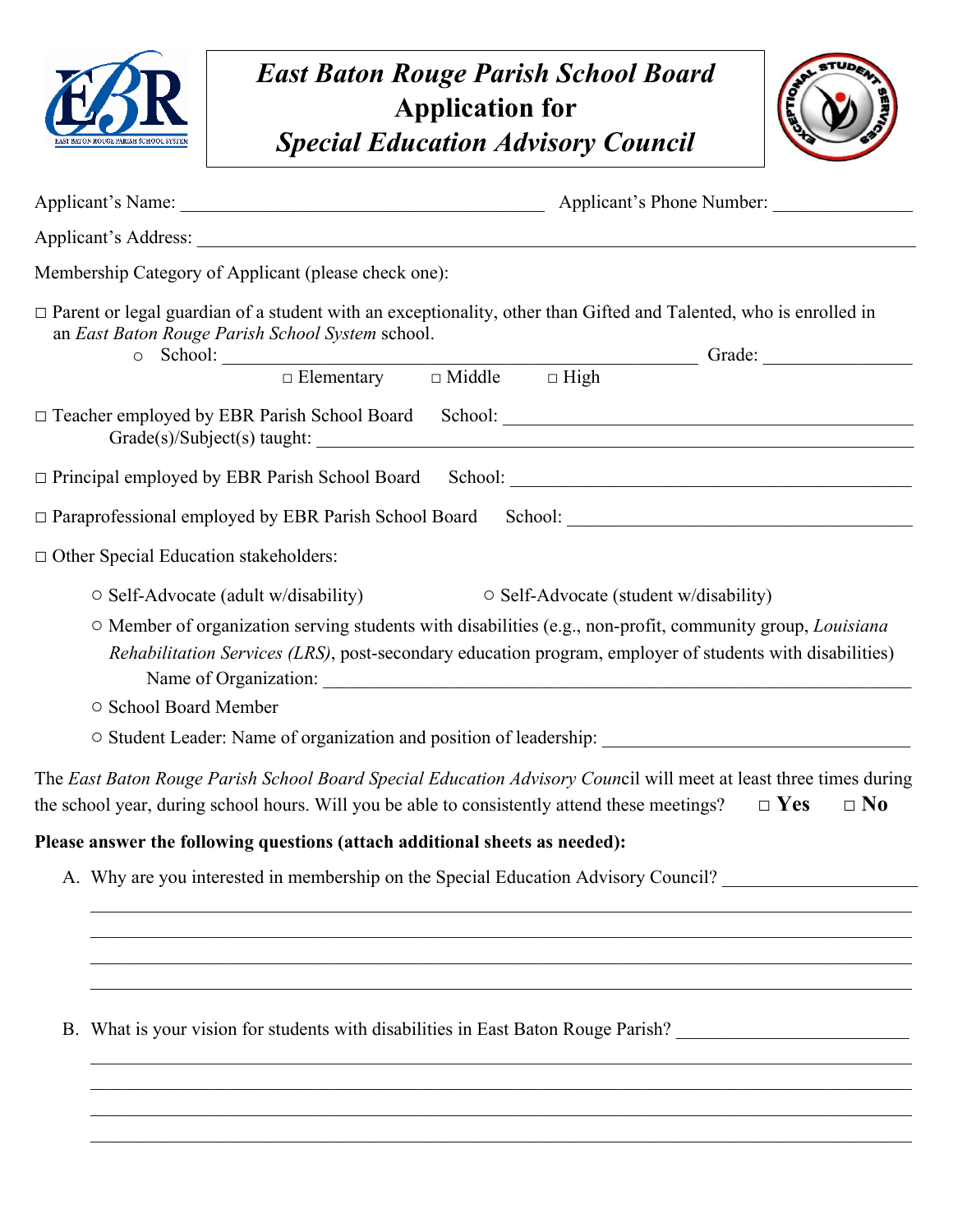# *East Baton Rouge Parish School Board*
# Application for
# *Special Education Advisory Council*

Applicant's Name: ________________________________________ Applicant's Phone Number: _______________

Applicant's Address: ____________________________________________________________________________

Membership Category of Applicant (please check one):

□ Parent or legal guardian of a student with an exceptionality, other than Gifted and Talented, who is enrolled in an *East Baton Rouge Parish School System* school.

- School: ____________________________________________________ Grade: ________________
  □ Elementary □ Middle □ High

□ Teacher employed by EBR Parish School Board School: _____________________________________________
Grade(s)/Subject(s) taught: ____________________________________________________________________

□ Principal employed by EBR Parish School Board School: _____________________________________________

□ Paraprofessional employed by EBR Parish School Board School: _____________________________________

□ Other Special Education stakeholders:

- ○ Self-Advocate (adult w/disability) ○ Self-Advocate (student w/disability)
- ○ Member of organization serving students with disabilities (e.g., non-profit, community group, *Louisiana Rehabilitation Services (LRS)*, post-secondary education program, employer of students with disabilities)
  Name of Organization: ____________________________________________________________________
- ○ School Board Member
- ○ Student Leader: Name of organization and position of leadership: __________________________________

The *East Baton Rouge Parish School Board Special Education Advisory Coun*cil will meet at least three times during the school year, during school hours. Will you be able to consistently attend these meetings? □ **Yes** □ **No**

**Please answer the following questions (attach additional sheets as needed):**

A. Why are you interested in membership on the Special Education Advisory Council? _____________________

___________________________________________________________________________________________

___________________________________________________________________________________________

___________________________________________________________________________________________

___________________________________________________________________________________________

B. What is your vision for students with disabilities in East Baton Rouge Parish? _________________________

___________________________________________________________________________________________

___________________________________________________________________________________________

___________________________________________________________________________________________

___________________________________________________________________________________________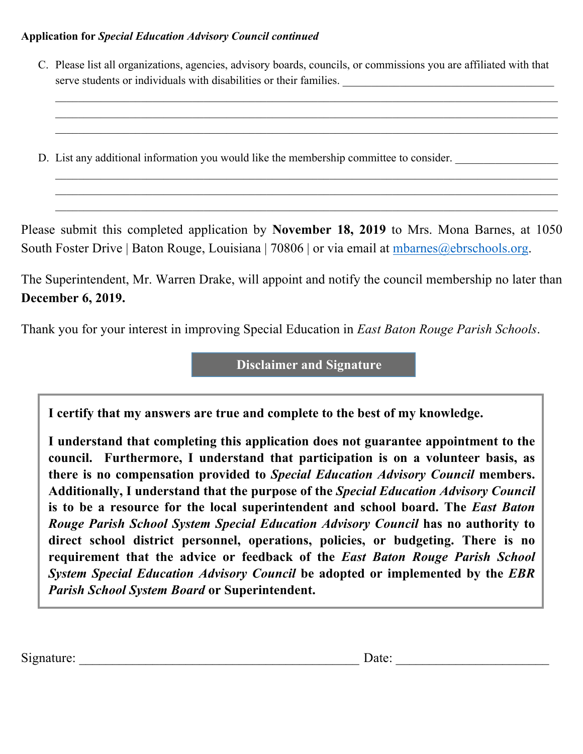**Application for *Special Education Advisory Council continued***

C. Please list all organizations, agencies, advisory boards, councils, or commissions you are affiliated with that serve students or individuals with disabilities or their families. ______________________________________

____________________________________________________________________________________________

____________________________________________________________________________________________

____________________________________________________________________________________________

D. List any additional information you would like the membership committee to consider. __________________

____________________________________________________________________________________________

____________________________________________________________________________________________

____________________________________________________________________________________________

Please submit this completed application by **November 18, 2019** to Mrs. Mona Barnes, at 1050 South Foster Drive | Baton Rouge, Louisiana | 70806 | or via email at mbarnes@ebrschools.org.

The Superintendent, Mr. Warren Drake, will appoint and notify the council membership no later than **December 6, 2019.**

Thank you for your interest in improving Special Education in *East Baton Rouge Parish Schools*.

## Disclaimer and Signature

**I certify that my answers are true and complete to the best of my knowledge.**

**I understand that completing this application does not guarantee appointment to the council. Furthermore, I understand that participation is on a volunteer basis, as there is no compensation provided to *Special Education Advisory Council* members. Additionally, I understand that the purpose of the *Special Education Advisory Council* is to be a resource for the local superintendent and school board. The *East Baton Rouge Parish School System Special Education Advisory Council* has no authority to direct school district personnel, operations, policies, or budgeting. There is no requirement that the advice or feedback of the *East Baton Rouge Parish School System Special Education Advisory Council* be adopted or implemented by the *EBR Parish School System Board* or Superintendent.**

Signature: ____________________________________________ Date: ________________________